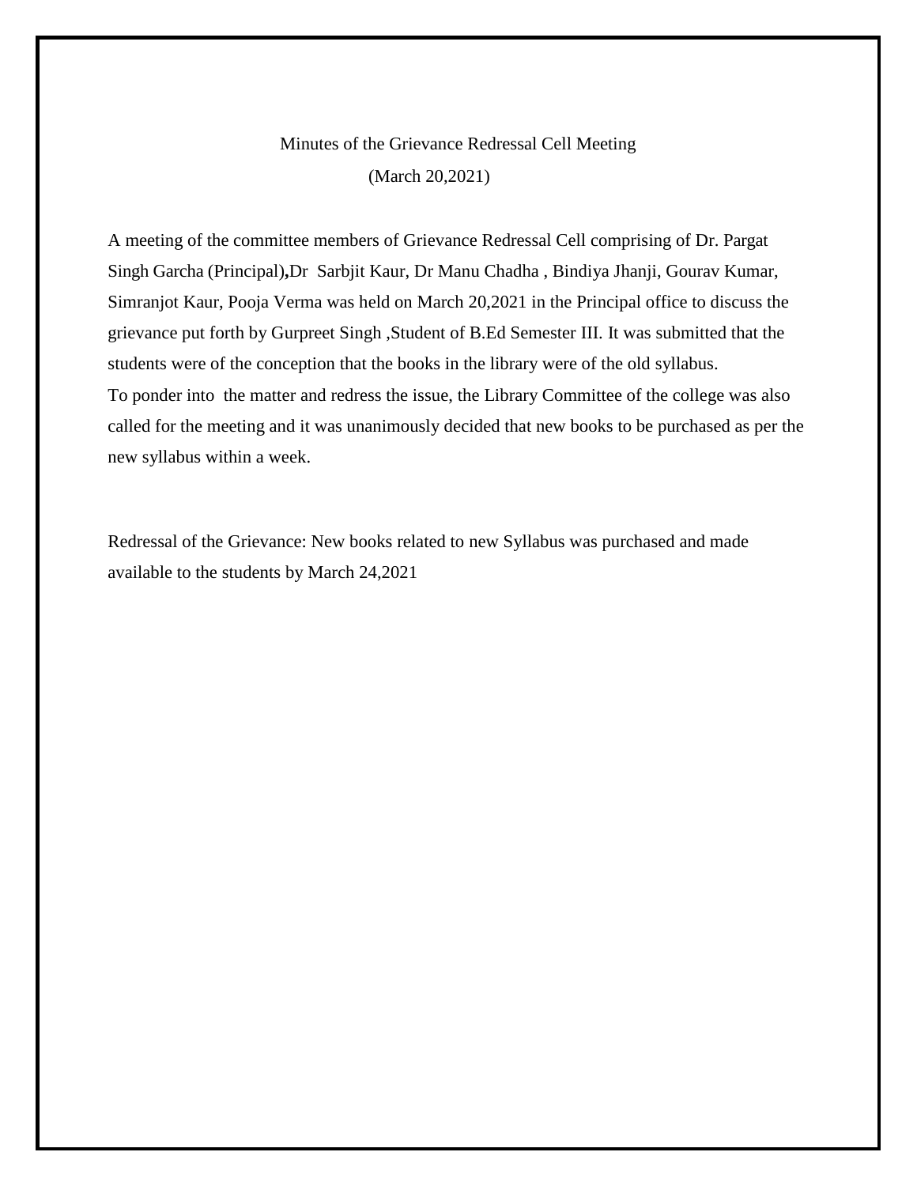# Minutes of the Grievance Redressal Cell Meeting

(March 20,2021)

A meeting of the committee members of Grievance Redressal Cell comprising of Dr. Pargat Singh Garcha (Principal),Dr Sarbjit Kaur, Dr Manu Chadha , Bindiya Jhanji, Gourav Kumar, Simranjot Kaur, Pooja Verma was held on March 20,2021 in the Principal office to discuss the grievance put forth by Gurpreet Singh ,Student of B.Ed Semester III. It was submitted that the students were of the conception that the books in the library were of the old syllabus.
To ponder into the matter and redress the issue, the Library Committee of the college was also called for the meeting and it was unanimously decided that new books to be purchased as per the new syllabus within a week.

Redressal of the Grievance: New books related to new Syllabus was purchased and made available to the students by March 24,2021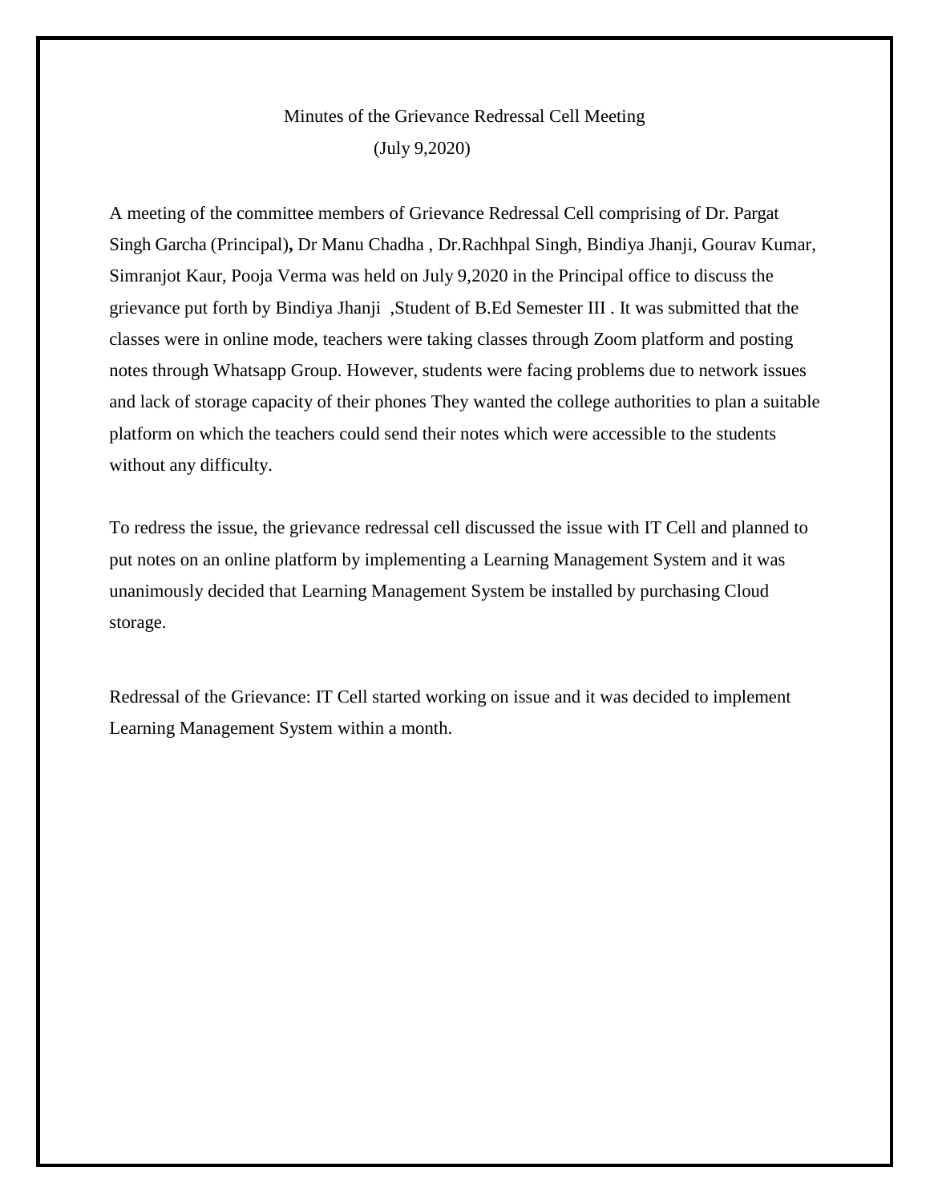# Minutes of the Grievance Redressal Cell Meeting

(July 9,2020)

A meeting of the committee members of Grievance Redressal Cell comprising of Dr. Pargat Singh Garcha (Principal)**,** Dr Manu Chadha , Dr.Rachhpal Singh, Bindiya Jhanji, Gourav Kumar, Simranjot Kaur, Pooja Verma was held on July 9,2020 in the Principal office to discuss the grievance put forth by Bindiya Jhanji ,Student of B.Ed Semester III . It was submitted that the classes were in online mode, teachers were taking classes through Zoom platform and posting notes through Whatsapp Group. However, students were facing problems due to network issues and lack of storage capacity of their phones They wanted the college authorities to plan a suitable platform on which the teachers could send their notes which were accessible to the students without any difficulty.

To redress the issue, the grievance redressal cell discussed the issue with IT Cell and planned to put notes on an online platform by implementing a Learning Management System and it was unanimously decided that Learning Management System be installed by purchasing Cloud storage.

Redressal of the Grievance: IT Cell started working on issue and it was decided to implement Learning Management System within a month.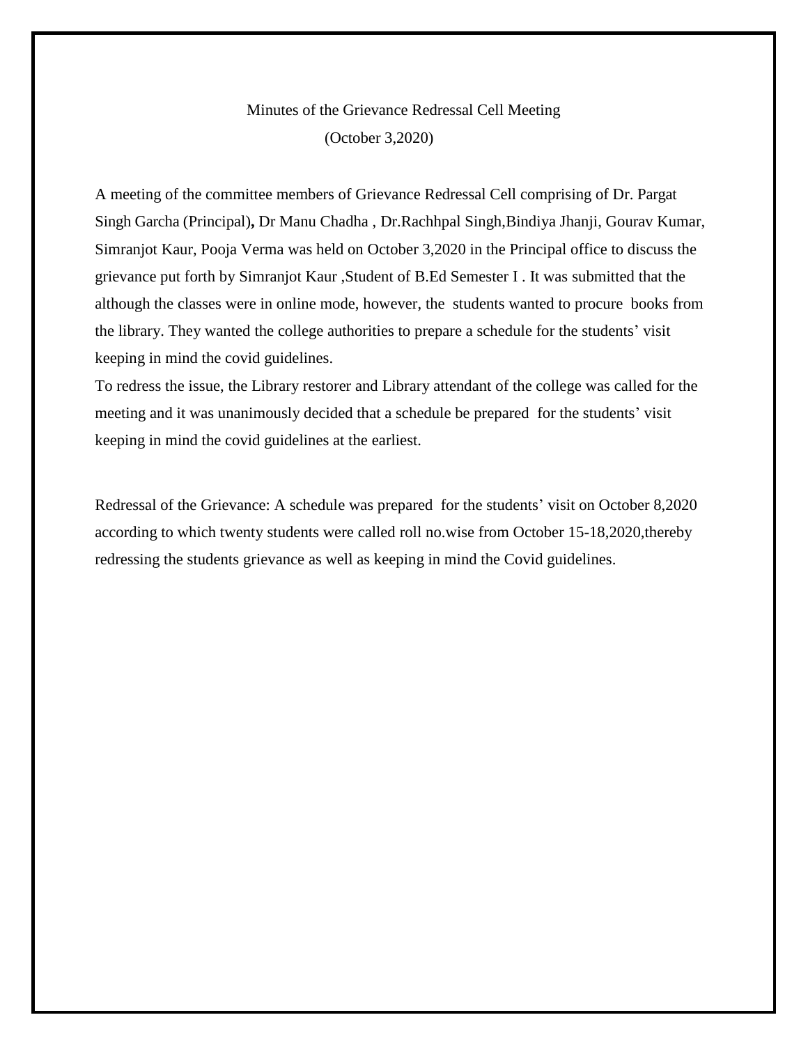# Minutes of the Grievance Redressal Cell Meeting

(October 3,2020)

A meeting of the committee members of Grievance Redressal Cell comprising of Dr. Pargat Singh Garcha (Principal), Dr Manu Chadha , Dr.Rachhpal Singh,Bindiya Jhanji, Gourav Kumar, Simranjot Kaur, Pooja Verma was held on October 3,2020 in the Principal office to discuss the grievance put forth by Simranjot Kaur ,Student of B.Ed Semester I . It was submitted that the although the classes were in online mode, however, the students wanted to procure books from the library. They wanted the college authorities to prepare a schedule for the students' visit keeping in mind the covid guidelines.

To redress the issue, the Library restorer and Library attendant of the college was called for the meeting and it was unanimously decided that a schedule be prepared for the students' visit keeping in mind the covid guidelines at the earliest.

Redressal of the Grievance: A schedule was prepared for the students' visit on October 8,2020 according to which twenty students were called roll no.wise from October 15-18,2020,thereby redressing the students grievance as well as keeping in mind the Covid guidelines.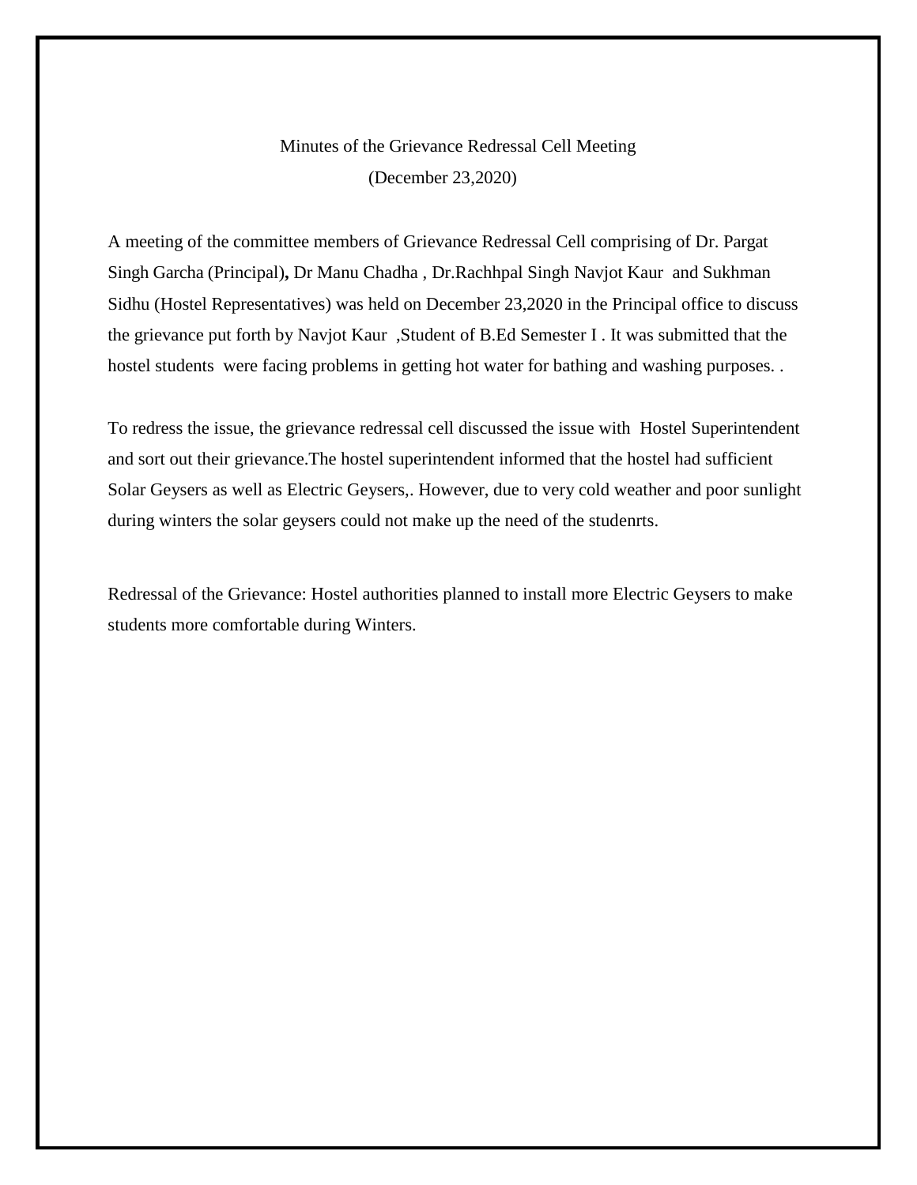Minutes of the Grievance Redressal Cell Meeting

(December 23,2020)

A meeting of the committee members of Grievance Redressal Cell comprising of Dr. Pargat Singh Garcha (Principal)**,** Dr Manu Chadha , Dr.Rachhpal Singh Navjot Kaur  and Sukhman Sidhu (Hostel Representatives) was held on December 23,2020 in the Principal office to discuss the grievance put forth by Navjot Kaur  ,Student of B.Ed Semester I . It was submitted that the hostel students  were facing problems in getting hot water for bathing and washing purposes. .

To redress the issue, the grievance redressal cell discussed the issue with  Hostel Superintendent and sort out their grievance.The hostel superintendent informed that the hostel had sufficient Solar Geysers as well as Electric Geysers,. However, due to very cold weather and poor sunlight during winters the solar geysers could not make up the need of the studenrts.

Redressal of the Grievance: Hostel authorities planned to install more Electric Geysers to make students more comfortable during Winters.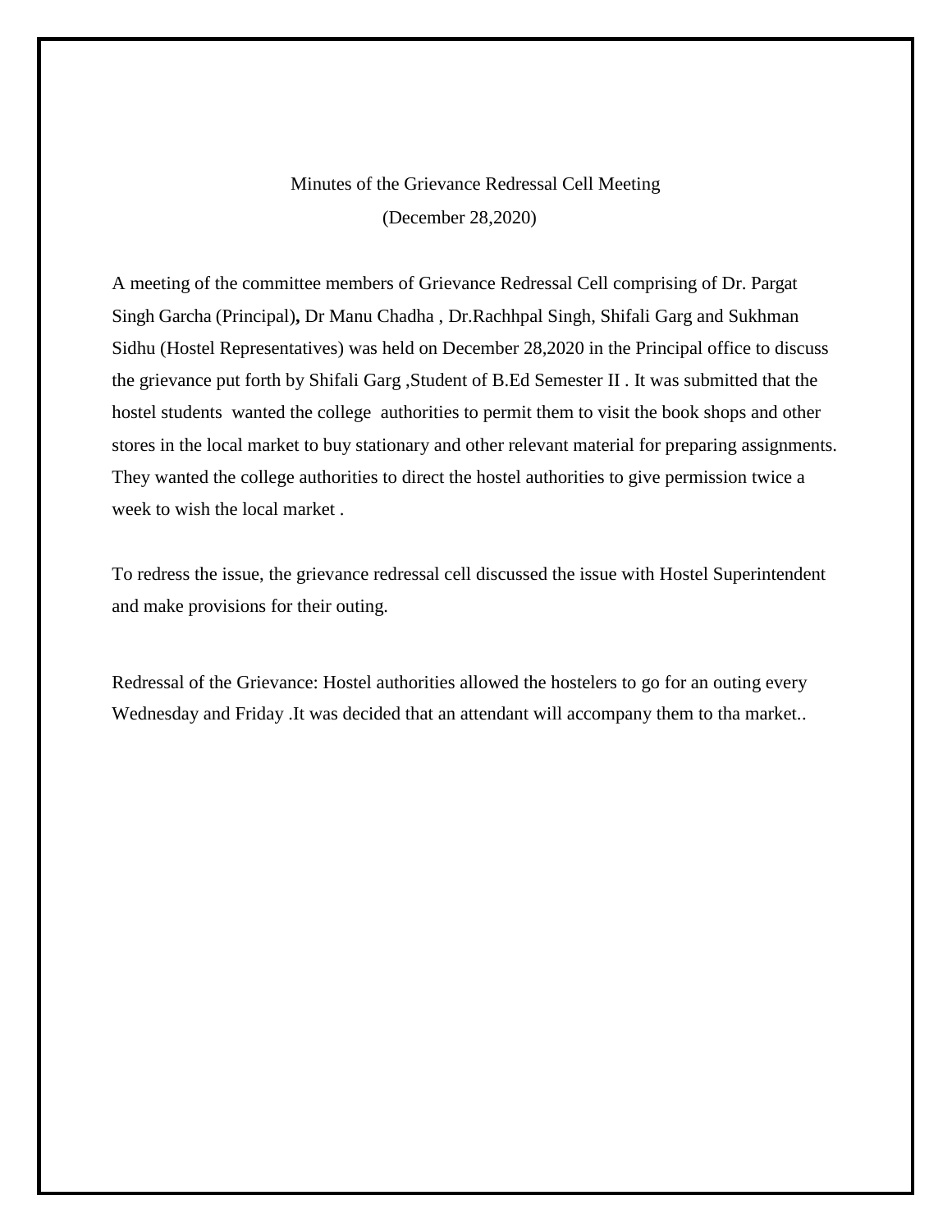Minutes of the Grievance Redressal Cell Meeting

(December 28,2020)

A meeting of the committee members of Grievance Redressal Cell comprising of Dr. Pargat Singh Garcha (Principal)**,** Dr Manu Chadha , Dr.Rachhpal Singh, Shifali Garg and Sukhman Sidhu (Hostel Representatives) was held on December 28,2020 in the Principal office to discuss the grievance put forth by Shifali Garg ,Student of B.Ed Semester II . It was submitted that the hostel students wanted the college authorities to permit them to visit the book shops and other stores in the local market to buy stationary and other relevant material for preparing assignments. They wanted the college authorities to direct the hostel authorities to give permission twice a week to wish the local market .

To redress the issue, the grievance redressal cell discussed the issue with Hostel Superintendent and make provisions for their outing.

Redressal of the Grievance: Hostel authorities allowed the hostelers to go for an outing every Wednesday and Friday .It was decided that an attendant will accompany them to tha market..